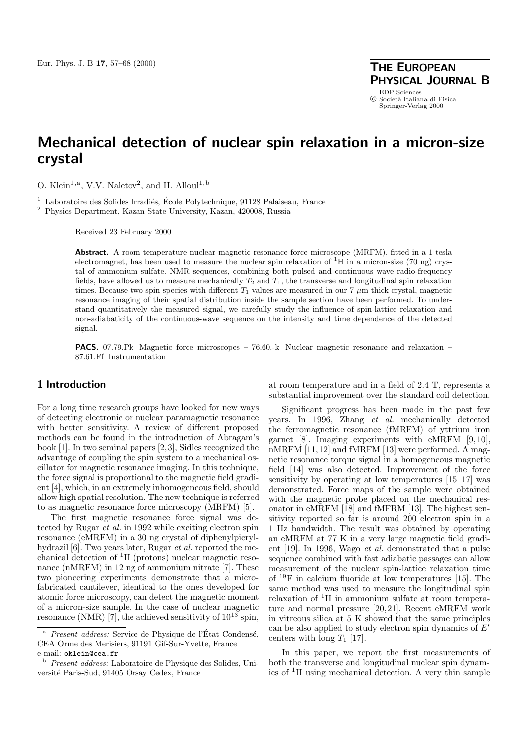# Mechanical detection of nuclear spin relaxation in a micron-size crystal

O. Klein[1,a], V.V. Naletov[2], and H. Alloul[1,b]

[1] Laboratoire des Solides Irradiés, École Polytechnique, 91128 Palaiseau, France

[2] Physics Department, Kazan State University, Kazan, 420008, Russia

Received 23 February 2000

**Abstract.** A room temperature nuclear magnetic resonance force microscope (MRFM), fitted in a 1 tesla electromagnet, has been used to measure the nuclear spin relaxation of $^1$H in a micron-size (70 ng) crystal of ammonium sulfate. NMR sequences, combining both pulsed and continuous wave radio-frequency fields, have allowed us to measure mechanically $T_2$ and $T_1$, the transverse and longitudinal spin relaxation times. Because two spin species with different $T_1$ values are measured in our 7 $\mu$m thick crystal, magnetic resonance imaging of their spatial distribution inside the sample section have been performed. To understand quantitatively the measured signal, we carefully study the influence of spin-lattice relaxation and non-adiabaticity of the continuous-wave sequence on the intensity and time dependence of the detected signal.

**PACS.** 07.79.Pk Magnetic force microscopes – 76.60.-k Nuclear magnetic resonance and relaxation – 87.61.Ff Instrumentation

## 1 Introduction

For a long time research groups have looked for new ways of detecting electronic or nuclear paramagnetic resonance with better sensitivity. A review of different proposed methods can be found in the introduction of Abragam's book [1]. In two seminal papers [2,3], Sidles recognized the advantage of coupling the spin system to a mechanical oscillator for magnetic resonance imaging. In this technique, the force signal is proportional to the magnetic field gradient [4], which, in an extremely inhomogeneous field, should allow high spatial resolution. The new technique is referred to as magnetic resonance force microscopy (MRFM) [5].

The first magnetic resonance force signal was detected by Rugar *et al.* in 1992 while exciting electron spin resonance (eMRFM) in a 30 ng crystal of diphenylpicrylhydrazil [6]. Two years later, Rugar *et al.* reported the mechanical detection of $^1$H (protons) nuclear magnetic resonance (nMRFM) in 12 ng of ammonium nitrate [7]. These two pioneering experiments demonstrate that a microfabricated cantilever, identical to the ones developed for atomic force microscopy, can detect the magnetic moment of a micron-size sample. In the case of nuclear magnetic resonance (NMR) [7], the achieved sensitivity of $10^{13}$ spin, at room temperature and in a field of 2.4 T, represents a substantial improvement over the standard coil detection.

Significant progress has been made in the past few years. In 1996, Zhang *et al.* mechanically detected the ferromagnetic resonance (fMRFM) of yttrium iron garnet [8]. Imaging experiments with eMRFM [9,10], nMRFM [11,12] and fMRFM [13] were performed. A magnetic resonance torque signal in a homogeneous magnetic field [14] was also detected. Improvement of the force sensitivity by operating at low temperatures [15–17] was demonstrated. Force maps of the sample were obtained with the magnetic probe placed on the mechanical resonator in eMRFM [18] and fMRFM [13]. The highest sensitivity reported so far is around 200 electron spin in a 1 Hz bandwidth. The result was obtained by operating an eMRFM at 77 K in a very large magnetic field gradient [19]. In 1996, Wago *et al.* demonstrated that a pulse sequence combined with fast adiabatic passages can allow measurement of the nuclear spin-lattice relaxation time of $^{19}$F in calcium fluoride at low temperatures [15]. The same method was used to measure the longitudinal spin relaxation of $^1$H in ammonium sulfate at room temperature and normal pressure [20,21]. Recent eMRFM work in vitreous silica at 5 K showed that the same principles can be also applied to study electron spin dynamics of $E'$ centers with long $T_1$ [17].

In this paper, we report the first measurements of both the transverse and longitudinal nuclear spin dynamics of $^1$H using mechanical detection. A very thin sample

---

[a] *Present address:* Service de Physique de l'État Condensé, CEA Orme des Merisiers, 91191 Gif-Sur-Yvette, France
e-mail: oklein@cea.fr

[b] *Present address:* Laboratoire de Physique des Solides, Université Paris-Sud, 91405 Orsay Cedex, France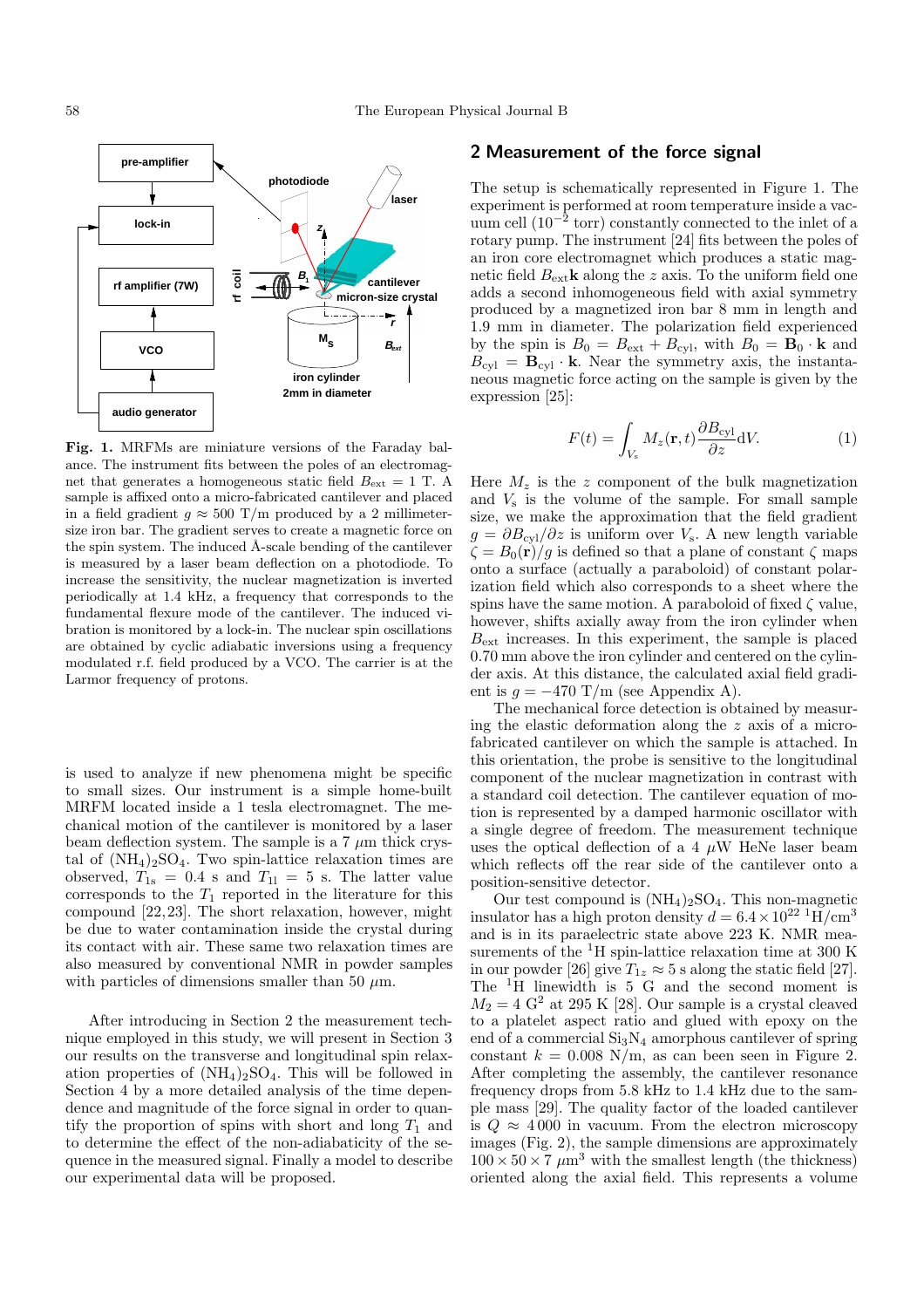**Fig. 1.** MRFMs are miniature versions of the Faraday balance. The instrument fits between the poles of an electromagnet that generates a homogeneous static field $B_{\rm ext} = 1$ T. A sample is affixed onto a micro-fabricated cantilever and placed in a field gradient $g \approx 500$ T/m produced by a 2 millimeter-size iron bar. The gradient serves to create a magnetic force on the spin system. The induced Å-scale bending of the cantilever is measured by a laser beam deflection on a photodiode. To increase the sensitivity, the nuclear magnetization is inverted periodically at 1.4 kHz, a frequency that corresponds to the fundamental flexure mode of the cantilever. The induced vibration is monitored by a lock-in. The nuclear spin oscillations are obtained by cyclic adiabatic inversions using a frequency modulated r.f. field produced by a VCO. The carrier is at the Larmor frequency of protons.

is used to analyze if new phenomena might be specific to small sizes. Our instrument is a simple home-built MRFM located inside a 1 tesla electromagnet. The mechanical motion of the cantilever is monitored by a laser beam deflection system. The sample is a 7 $\mu$m thick crystal of $(NH_4)_2SO_4$. Two spin-lattice relaxation times are observed, $T_{1\rm s} = 0.4$ s and $T_{1\rm l} = 5$ s. The latter value corresponds to the $T_1$ reported in the literature for this compound [22,23]. The short relaxation, however, might be due to water contamination inside the crystal during its contact with air. These same two relaxation times are also measured by conventional NMR in powder samples with particles of dimensions smaller than 50 $\mu$m.

After introducing in Section 2 the measurement technique employed in this study, we will present in Section 3 our results on the transverse and longitudinal spin relaxation properties of $(NH_4)_2SO_4$. This will be followed in Section 4 by a more detailed analysis of the time dependence and magnitude of the force signal in order to quantify the proportion of spins with short and long $T_1$ and to determine the effect of the non-adiabaticity of the sequence in the measured signal. Finally a model to describe our experimental data will be proposed.

## 2 Measurement of the force signal

The setup is schematically represented in Figure 1. The experiment is performed at room temperature inside a vacuum cell ($10^{-2}$ torr) constantly connected to the inlet of a rotary pump. The instrument [24] fits between the poles of an iron core electromagnet which produces a static magnetic field $B_{\rm ext}\mathbf{k}$ along the $z$ axis. To the uniform field one adds a second inhomogeneous field with axial symmetry produced by a magnetized iron bar 8 mm in length and 1.9 mm in diameter. The polarization field experienced by the spin is $B_0 = B_{\rm ext} + B_{\rm cyl}$, with $B_0 = \mathbf{B}_0 \cdot \mathbf{k}$ and $B_{\rm cyl} = \mathbf{B}_{\rm cyl} \cdot \mathbf{k}$. Near the symmetry axis, the instantaneous magnetic force acting on the sample is given by the expression [25]:

$$F(t) = \int_{V_{\rm s}} M_z(\mathbf{r}, t) \frac{\partial B_{\rm cyl}}{\partial z} {\rm d}V. \tag{1}$$

Here $M_z$ is the $z$ component of the bulk magnetization and $V_{\rm s}$ is the volume of the sample. For small sample size, we make the approximation that the field gradient $g = \partial B_{\rm cyl}/\partial z$ is uniform over $V_{\rm s}$. A new length variable $\zeta = B_0(\mathbf{r})/g$ is defined so that a plane of constant $\zeta$ maps onto a surface (actually a paraboloid) of constant polarization field which also corresponds to a sheet where the spins have the same motion. A paraboloid of fixed $\zeta$ value, however, shifts axially away from the iron cylinder when $B_{\rm ext}$ increases. In this experiment, the sample is placed 0.70 mm above the iron cylinder and centered on the cylinder axis. At this distance, the calculated axial field gradient is $g = -470$ T/m (see Appendix A).

The mechanical force detection is obtained by measuring the elastic deformation along the $z$ axis of a micro-fabricated cantilever on which the sample is attached. In this orientation, the probe is sensitive to the longitudinal component of the nuclear magnetization in contrast with a standard coil detection. The cantilever equation of motion is represented by a damped harmonic oscillator with a single degree of freedom. The measurement technique uses the optical deflection of a 4 $\mu$W HeNe laser beam which reflects off the rear side of the cantilever onto a position-sensitive detector.

Our test compound is $(NH_4)_2SO_4$. This non-magnetic insulator has a high proton density $d = 6.4 \times 10^{22}$ $^1$H/cm$^3$ and is in its paraelectric state above 223 K. NMR measurements of the $^1$H spin-lattice relaxation time at 300 K in our powder [26] give $T_{1z} \approx 5$ s along the static field [27]. The $^1$H linewidth is 5 G and the second moment is $M_2 = 4$ G$^2$ at 295 K [28]. Our sample is a crystal cleaved to a platelet aspect ratio and glued with epoxy on the end of a commercial $Si_3N_4$ amorphous cantilever of spring constant $k = 0.008$ N/m, as can been seen in Figure 2. After completing the assembly, the cantilever resonance frequency drops from 5.8 kHz to 1.4 kHz due to the sample mass [29]. The quality factor of the loaded cantilever is $Q \approx 4\,000$ in vacuum. From the electron microscopy images (Fig. 2), the sample dimensions are approximately $100 \times 50 \times 7$ $\mu$m$^3$ with the smallest length (the thickness) oriented along the axial field. This represents a volume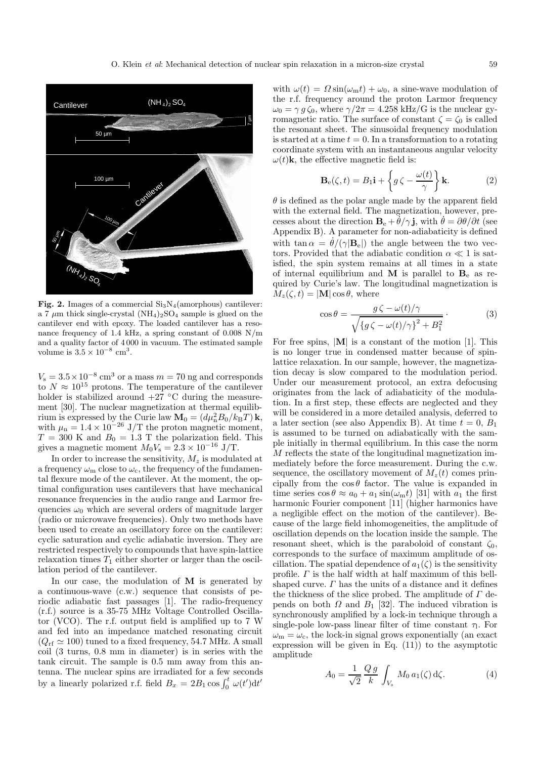**Fig. 2.** Images of a commercial $Si_3N_4$(amorphous) cantilever: a 7 $\mu$m thick single-crystal $(NH_4)_2SO_4$ sample is glued on the cantilever end with epoxy. The loaded cantilever has a resonance frequency of 1.4 kHz, a spring constant of 0.008 N/m and a quality factor of 4 000 in vacuum. The estimated sample volume is $3.5 \times 10^{-8}$ cm$^3$.

$V_s = 3.5 \times 10^{-8}$ cm$^3$ or a mass $m = 70$ ng and corresponds to $N \approx 10^{15}$ protons. The temperature of the cantilever holder is stabilized around +27 °C during the measurement [30]. The nuclear magnetization at thermal equilibrium is expressed by the Curie law $\mathbf{M}_0 = (d\mu_n^2 B_0/k_B T)\,\mathbf{k}$, with $\mu_n = 1.4 \times 10^{-26}$ J/T the proton magnetic moment, $T = 300$ K and $B_0 = 1.3$ T the polarization field. This gives a magnetic moment $M_0 V_s = 2.3 \times 10^{-16}$ J/T.

In order to increase the sensitivity, $M_z$ is modulated at a frequency $\omega_m$ close to $\omega_c$, the frequency of the fundamental flexure mode of the cantilever. At the moment, the optimal configuration uses cantilevers that have mechanical resonance frequencies in the audio range and Larmor frequencies $\omega_0$ which are several orders of magnitude larger (radio or microwave frequencies). Only two methods have been used to create an oscillatory force on the cantilever: cyclic saturation and cyclic adiabatic inversion. They are restricted respectively to compounds that have spin-lattice relaxation times $T_1$ either shorter or larger than the oscillation period of the cantilever.

In our case, the modulation of $\mathbf{M}$ is generated by a continuous-wave (c.w.) sequence that consists of periodic adiabatic fast passages [1]. The radio-frequency (r.f.) source is a 35-75 MHz Voltage Controlled Oscillator (VCO). The r.f. output field is amplified up to 7 W and fed into an impedance matched resonating circuit ($Q_{rf} \simeq 100$) tuned to a fixed frequency, 54.7 MHz. A small coil (3 turns, 0.8 mm in diameter) is in series with the tank circuit. The sample is 0.5 mm away from this antenna. The nuclear spins are irradiated for a few seconds by a linearly polarized r.f. field $B_x = 2B_1 \cos \int_0^t \omega(t')\mathrm{d}t'$ with $\omega(t) = \Omega \sin(\omega_m t) + \omega_0$, a sine-wave modulation of the r.f. frequency around the proton Larmor frequency $\omega_0 = \gamma\, g\, \zeta_0$, where $\gamma/2\pi = 4.258$ kHz/G is the nuclear gyromagnetic ratio. The surface of constant $\zeta = \zeta_0$ is called the resonant sheet. The sinusoidal frequency modulation is started at a time $t = 0$. In a transformation to a rotating coordinate system with an instantaneous angular velocity $\omega(t)\mathbf{k}$, the effective magnetic field is:

$$\mathbf{B}_e(\zeta, t) = B_1 \mathbf{i} + \left\{ g\,\zeta - \frac{\omega(t)}{\gamma} \right\} \mathbf{k}. \tag{2}$$

$\theta$ is defined as the polar angle made by the apparent field with the external field. The magnetization, however, precesses about the direction $\mathbf{B}_e + \dot{\theta}/\gamma\,\mathbf{j}$, with $\dot{\theta} = \partial\theta/\partial t$ (see Appendix B). A parameter for non-adiabaticity is defined with $\tan\alpha = \dot{\theta}/(\gamma|\mathbf{B}_e|)$ the angle between the two vectors. Provided that the adiabatic condition $\alpha \ll 1$ is satisfied, the spin system remains at all times in a state of internal equilibrium and $\mathbf{M}$ is parallel to $\mathbf{B}_e$ as required by Curie's law. The longitudinal magnetization is $M_z(\zeta, t) = |\mathbf{M}| \cos\theta$, where

$$\cos\theta = \frac{g\,\zeta - \omega(t)/\gamma}{\sqrt{\{g\,\zeta - \omega(t)/\gamma\}^2 + B_1^2}} \cdot \tag{3}$$

For free spins, $|\mathbf{M}|$ is a constant of the motion [1]. This is no longer true in condensed matter because of spin-lattice relaxation. In our sample, however, the magnetization decay is slow compared to the modulation period. Under our measurement protocol, an extra defocusing originates from the lack of adiabaticity of the modulation. In a first step, these effects are neglected and they will be considered in a more detailed analysis, deferred to a later section (see also Appendix B). At time $t = 0$, $B_1$ is assumed to be turned on adiabatically with the sample initially in thermal equilibrium. In this case the norm $M$ reflects the state of the longitudinal magnetization immediately before the force measurement. During the c.w. sequence, the oscillatory movement of $M_z(t)$ comes principally from the $\cos\theta$ factor. The value is expanded in time series $\cos\theta \approx a_0 + a_1 \sin(\omega_m t)$ [31] with $a_1$ the first harmonic Fourier component [11] (higher harmonics have a negligible effect on the motion of the cantilever). Because of the large field inhomogeneities, the amplitude of oscillation depends on the location inside the sample. The resonant sheet, which is the paraboloid of constant $\zeta_0$, corresponds to the surface of maximum amplitude of oscillation. The spatial dependence of $a_1(\zeta)$ is the sensitivity profile. $\Gamma$ is the half width at half maximum of this bell-shaped curve. $\Gamma$ has the units of a distance and it defines the thickness of the slice probed. The amplitude of $\Gamma$ depends on both $\Omega$ and $B_1$ [32]. The induced vibration is synchronously amplified by a lock-in technique through a single-pole low-pass linear filter of time constant $\tau_l$. For $\omega_m = \omega_c$, the lock-in signal grows exponentially (an exact expression will be given in Eq. (11)) to the asymptotic amplitude

$$A_0 = \frac{1}{\sqrt{2}} \frac{Q\,g}{k} \int_{V_s} M_0\, a_1(\zeta)\, \mathrm{d}\zeta. \tag{4}$$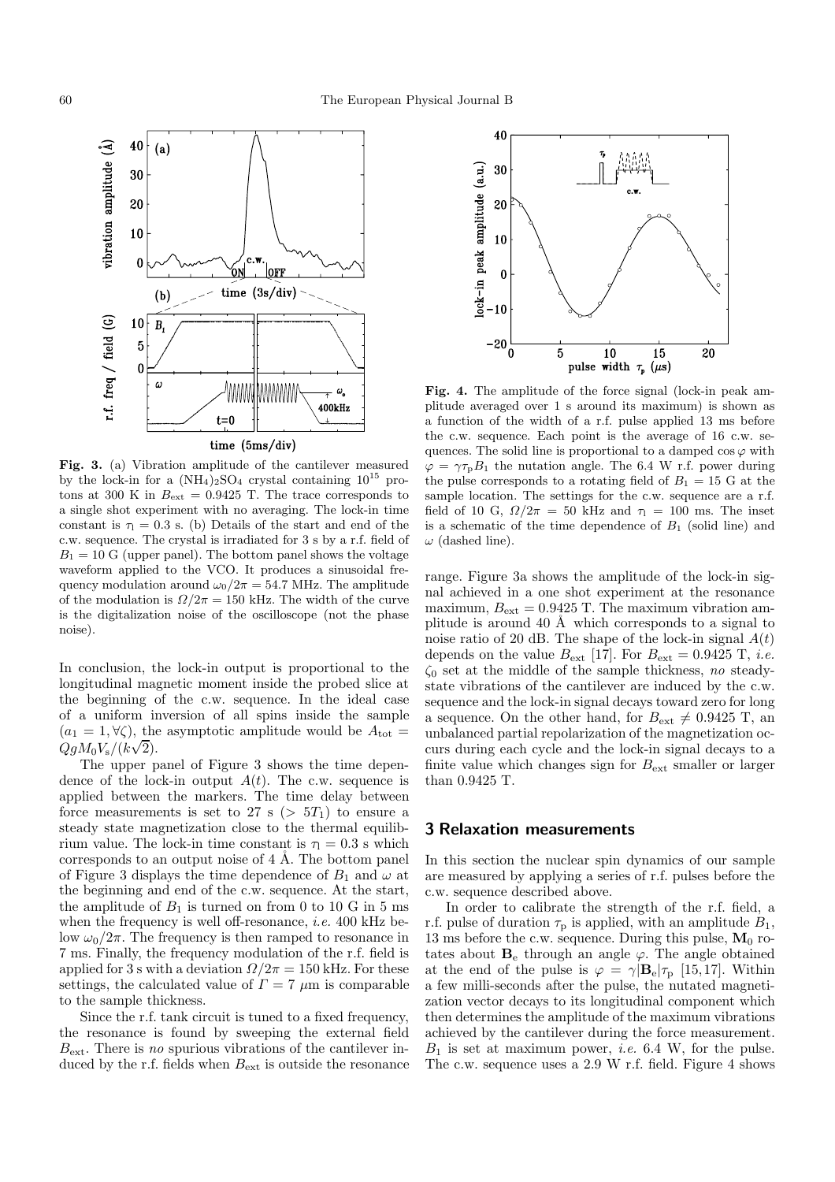**Fig. 3.** (a) Vibration amplitude of the cantilever measured by the lock-in for a $(NH_4)_2SO_4$ crystal containing $10^{15}$ protons at 300 K in $B_{ext} = 0.9425$ T. The trace corresponds to a single shot experiment with no averaging. The lock-in time constant is $\tau_l = 0.3$ s. (b) Details of the start and end of the c.w. sequence. The crystal is irradiated for 3 s by a r.f. field of $B_1 = 10$ G (upper panel). The bottom panel shows the voltage waveform applied to the VCO. It produces a sinusoidal frequency modulation around $\omega_0/2\pi = 54.7$ MHz. The amplitude of the modulation is $\Omega/2\pi = 150$ kHz. The width of the curve is the digitalization noise of the oscilloscope (not the phase noise).

In conclusion, the lock-in output is proportional to the longitudinal magnetic moment inside the probed slice at the beginning of the c.w. sequence. In the ideal case of a uniform inversion of all spins inside the sample ($a_1 = 1, \forall\zeta$), the asymptotic amplitude would be $A_{tot} = QgM_0V_s/(k\sqrt{2})$.

The upper panel of Figure 3 shows the time dependence of the lock-in output $A(t)$. The c.w. sequence is applied between the markers. The time delay between force measurements is set to 27 s ($> 5T_1$) to ensure a steady state magnetization close to the thermal equilibrium value. The lock-in time constant is $\tau_l = 0.3$ s which corresponds to an output noise of 4 Å. The bottom panel of Figure 3 displays the time dependence of $B_1$ and $\omega$ at the beginning and end of the c.w. sequence. At the start, the amplitude of $B_1$ is turned on from 0 to 10 G in 5 ms when the frequency is well off-resonance, *i.e.* 400 kHz below $\omega_0/2\pi$. The frequency is then ramped to resonance in 7 ms. Finally, the frequency modulation of the r.f. field is applied for 3 s with a deviation $\Omega/2\pi = 150$ kHz. For these settings, the calculated value of $\Gamma = 7$ μm is comparable to the sample thickness.

Since the r.f. tank circuit is tuned to a fixed frequency, the resonance is found by sweeping the external field $B_{ext}$. There is *no* spurious vibrations of the cantilever induced by the r.f. fields when $B_{ext}$ is outside the resonance range. Figure 3a shows the amplitude of the lock-in signal achieved in a one shot experiment at the resonance maximum, $B_{ext} = 0.9425$ T. The maximum vibration amplitude is around 40 Å which corresponds to a signal to noise ratio of 20 dB. The shape of the lock-in signal $A(t)$ depends on the value $B_{ext}$ [17]. For $B_{ext} = 0.9425$ T, *i.e.* $\zeta_0$ set at the middle of the sample thickness, *no* steady-state vibrations of the cantilever are induced by the c.w. sequence and the lock-in signal decays toward zero for long a sequence. On the other hand, for $B_{ext} \neq 0.9425$ T, an unbalanced partial repolarization of the magnetization occurs during each cycle and the lock-in signal decays to a finite value which changes sign for $B_{ext}$ smaller or larger than 0.9425 T.

**Fig. 4.** The amplitude of the force signal (lock-in peak amplitude averaged over 1 s around its maximum) is shown as a function of the width of a r.f. pulse applied 13 ms before the c.w. sequence. Each point is the average of 16 c.w. sequences. The solid line is proportional to a damped $\cos\varphi$ with $\varphi = \gamma\tau_p B_1$ the nutation angle. The 6.4 W r.f. power during the pulse corresponds to a rotating field of $B_1 = 15$ G at the sample location. The settings for the c.w. sequence are a r.f. field of 10 G, $\Omega/2\pi = 50$ kHz and $\tau_l = 100$ ms. The inset is a schematic of the time dependence of $B_1$ (solid line) and $\omega$ (dashed line).

## 3 Relaxation measurements

In this section the nuclear spin dynamics of our sample are measured by applying a series of r.f. pulses before the c.w. sequence described above.

In order to calibrate the strength of the r.f. field, a r.f. pulse of duration $\tau_p$ is applied, with an amplitude $B_1$, 13 ms before the c.w. sequence. During this pulse, $\mathbf{M}_0$ rotates about $\mathbf{B}_e$ through an angle $\varphi$. The angle obtained at the end of the pulse is $\varphi = \gamma|\mathbf{B}_e|\tau_p$ [15,17]. Within a few milli-seconds after the pulse, the nutated magnetization vector decays to its longitudinal component which then determines the amplitude of the maximum vibrations achieved by the cantilever during the force measurement. $B_1$ is set at maximum power, *i.e.* 6.4 W, for the pulse. The c.w. sequence uses a 2.9 W r.f. field. Figure 4 shows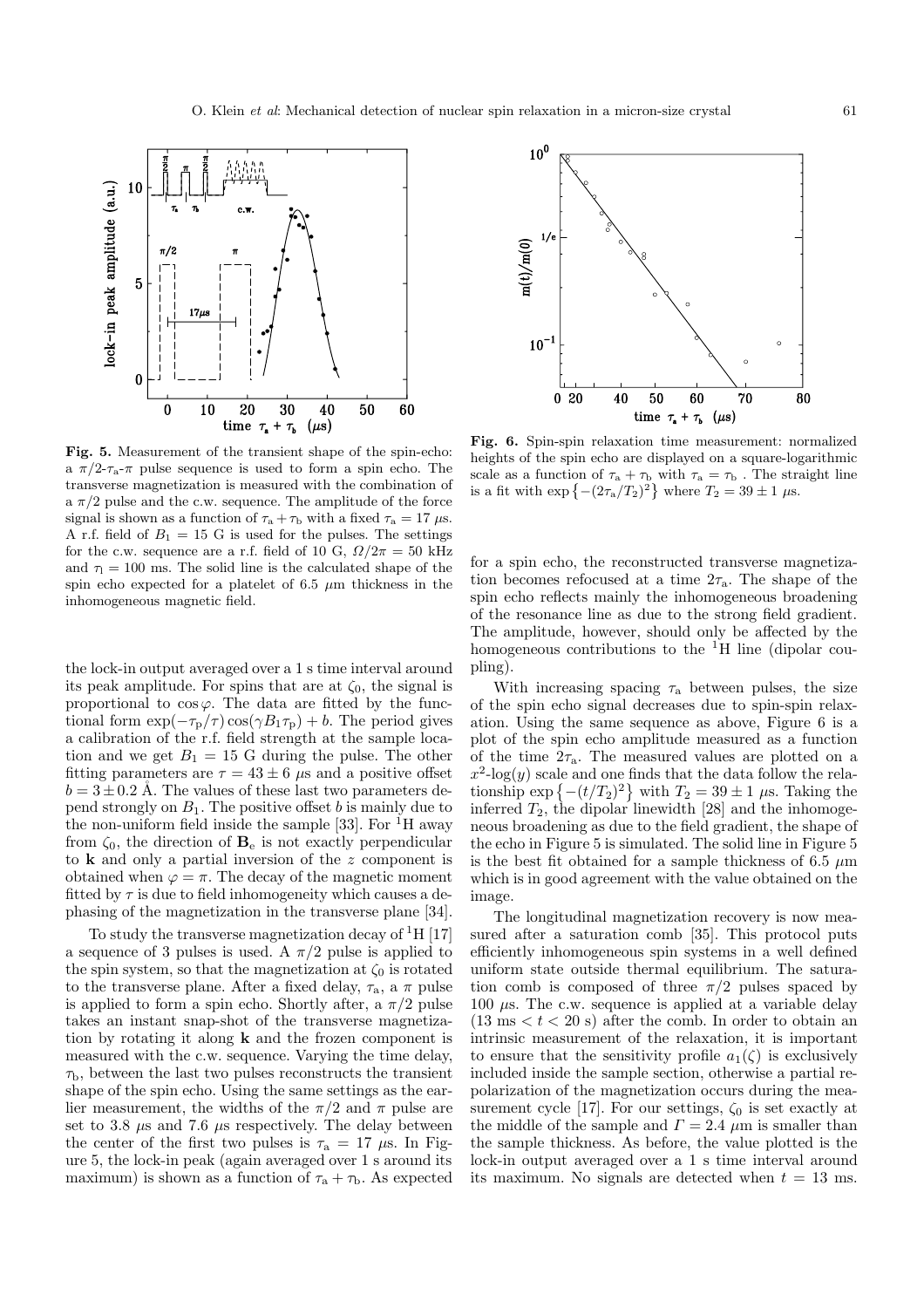**Fig. 5.** Measurement of the transient shape of the spin-echo: a $\pi/2$-$\tau_a$-$\pi$ pulse sequence is used to form a spin echo. The transverse magnetization is measured with the combination of a $\pi/2$ pulse and the c.w. sequence. The amplitude of the force signal is shown as a function of $\tau_a + \tau_b$ with a fixed $\tau_a = 17$ $\mu$s. A r.f. field of $B_1 = 15$ G is used for the pulses. The settings for the c.w. sequence are a r.f. field of 10 G, $\Omega/2\pi = 50$ kHz and $\tau_l = 100$ ms. The solid line is the calculated shape of the spin echo expected for a platelet of 6.5 $\mu$m thickness in the inhomogeneous magnetic field.

**Fig. 6.** Spin-spin relaxation time measurement: normalized heights of the spin echo are displayed on a square-logarithmic scale as a function of $\tau_a + \tau_b$ with $\tau_a = \tau_b$. The straight line is a fit with $\exp\left\{-(2\tau_a/T_2)^2\right\}$ where $T_2 = 39 \pm 1$ $\mu$s.

the lock-in output averaged over a 1 s time interval around its peak amplitude. For spins that are at $\zeta_0$, the signal is proportional to $\cos\varphi$. The data are fitted by the functional form $\exp(-\tau_p/\tau)\cos(\gamma B_1 \tau_p) + b$. The period gives a calibration of the r.f. field strength at the sample location and we get $B_1 = 15$ G during the pulse. The other fitting parameters are $\tau = 43 \pm 6$ $\mu$s and a positive offset $b = 3 \pm 0.2$ Å. The values of these last two parameters depend strongly on $B_1$. The positive offset $b$ is mainly due to the non-uniform field inside the sample [33]. For $^1$H away from $\zeta_0$, the direction of $\mathbf{B}_e$ is not exactly perpendicular to $\mathbf{k}$ and only a partial inversion of the $z$ component is obtained when $\varphi = \pi$. The decay of the magnetic moment fitted by $\tau$ is due to field inhomogeneity which causes a dephasing of the magnetization in the transverse plane [34].

To study the transverse magnetization decay of $^1$H [17] a sequence of 3 pulses is used. A $\pi/2$ pulse is applied to the spin system, so that the magnetization at $\zeta_0$ is rotated to the transverse plane. After a fixed delay, $\tau_a$, a $\pi$ pulse is applied to form a spin echo. Shortly after, a $\pi/2$ pulse takes an instant snap-shot of the transverse magnetization by rotating it along $\mathbf{k}$ and the frozen component is measured with the c.w. sequence. Varying the time delay, $\tau_b$, between the last two pulses reconstructs the transient shape of the spin echo. Using the same settings as the earlier measurement, the widths of the $\pi/2$ and $\pi$ pulse are set to 3.8 $\mu$s and 7.6 $\mu$s respectively. The delay between the center of the first two pulses is $\tau_a = 17$ $\mu$s. In Figure 5, the lock-in peak (again averaged over 1 s around its maximum) is shown as a function of $\tau_a + \tau_b$. As expected for a spin echo, the reconstructed transverse magnetization becomes refocused at a time $2\tau_a$. The shape of the spin echo reflects mainly the inhomogeneous broadening of the resonance line as due to the strong field gradient. The amplitude, however, should only be affected by the homogeneous contributions to the $^1$H line (dipolar coupling).

With increasing spacing $\tau_a$ between pulses, the size of the spin echo signal decreases due to spin-spin relaxation. Using the same sequence as above, Figure 6 is a plot of the spin echo amplitude measured as a function of the time $2\tau_a$. The measured values are plotted on a $x^2$-$\log(y)$ scale and one finds that the data follow the relationship $\exp\left\{-(t/T_2)^2\right\}$ with $T_2 = 39 \pm 1$ $\mu$s. Taking the inferred $T_2$, the dipolar linewidth [28] and the inhomogeneous broadening as due to the field gradient, the shape of the echo in Figure 5 is simulated. The solid line in Figure 5 is the best fit obtained for a sample thickness of 6.5 $\mu$m which is in good agreement with the value obtained on the image.

The longitudinal magnetization recovery is now measured after a saturation comb [35]. This protocol puts efficiently inhomogeneous spin systems in a well defined uniform state outside thermal equilibrium. The saturation comb is composed of three $\pi/2$ pulses spaced by 100 $\mu$s. The c.w. sequence is applied at a variable delay (13 ms $< t <$ 20 s) after the comb. In order to obtain an intrinsic measurement of the relaxation, it is important to ensure that the sensitivity profile $a_1(\zeta)$ is exclusively included inside the sample section, otherwise a partial repolarization of the magnetization occurs during the measurement cycle [17]. For our settings, $\zeta_0$ is set exactly at the middle of the sample and $\Gamma = 2.4$ $\mu$m is smaller than the sample thickness. As before, the value plotted is the lock-in output averaged over a 1 s time interval around its maximum. No signals are detected when $t = 13$ ms.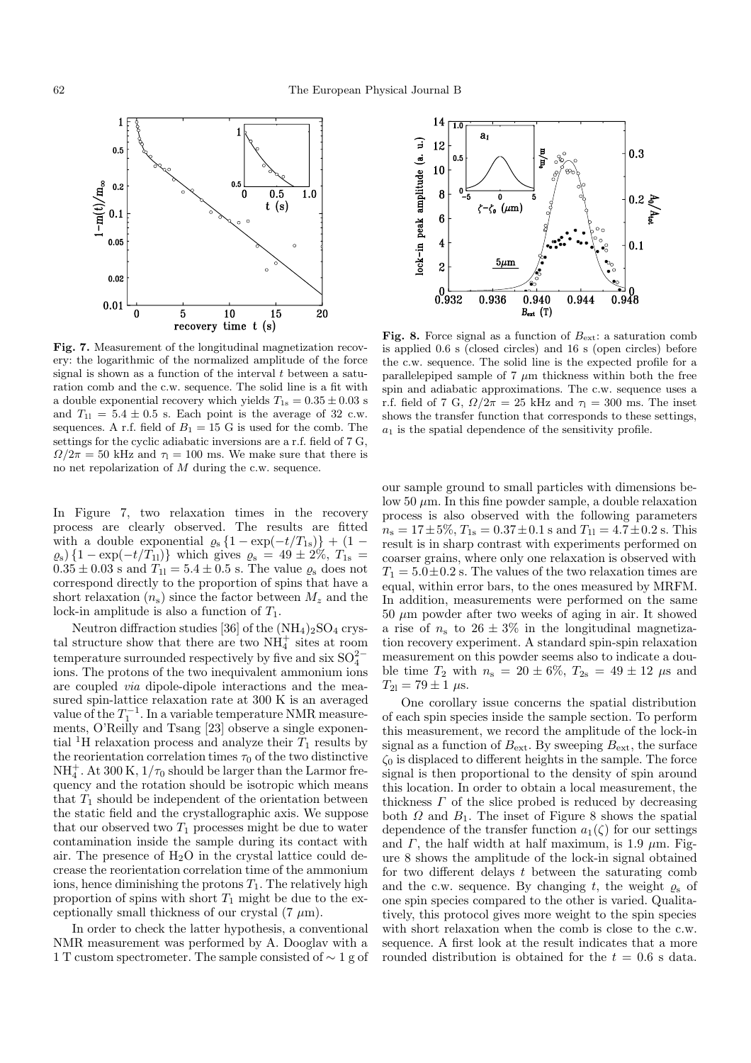**Fig. 7.** Measurement of the longitudinal magnetization recovery: the logarithmic of the normalized amplitude of the force signal is shown as a function of the interval $t$ between a saturation comb and the c.w. sequence. The solid line is a fit with a double exponential recovery which yields $T_{1s} = 0.35 \pm 0.03$ s and $T_{1l} = 5.4 \pm 0.5$ s. Each point is the average of 32 c.w. sequences. A r.f. field of $B_1 = 15$ G is used for the comb. The settings for the cyclic adiabatic inversions are a r.f. field of 7 G, $\Omega/2\pi = 50$ kHz and $\tau_l = 100$ ms. We make sure that there is no net repolarization of $M$ during the c.w. sequence.

**Fig. 8.** Force signal as a function of $B_{\text{ext}}$: a saturation comb is applied 0.6 s (closed circles) and 16 s (open circles) before the c.w. sequence. The solid line is the expected profile for a parallelepiped sample of 7 $\mu$m thickness within both the free spin and adiabatic approximations. The c.w. sequence uses a r.f. field of 7 G, $\Omega/2\pi = 25$ kHz and $\tau_l = 300$ ms. The inset shows the transfer function that corresponds to these settings, $a_1$ is the spatial dependence of the sensitivity profile.

In Figure 7, two relaxation times in the recovery process are clearly observed. The results are fitted with a double exponential $\varrho_s \{1 - \exp(-t/T_{1s})\} + (1 - \varrho_s) \{1 - \exp(-t/T_{1l})\}$ which gives $\varrho_s = 49 \pm 2\%$, $T_{1s} = 0.35 \pm 0.03$ s and $T_{1l} = 5.4 \pm 0.5$ s. The value $\varrho_s$ does not correspond directly to the proportion of spins that have a short relaxation ($n_s$) since the factor between $M_z$ and the lock-in amplitude is also a function of $T_1$.

Neutron diffraction studies [36] of the $(NH_4)_2SO_4$ crystal structure show that there are two $NH_4^+$ sites at room temperature surrounded respectively by five and six $SO_4^{2-}$ ions. The protons of the two inequivalent ammonium ions are coupled *via* dipole-dipole interactions and the measured spin-lattice relaxation rate at 300 K is an averaged value of the $T_1^{-1}$. In a variable temperature NMR measurements, O'Reilly and Tsang [23] observe a single exponential $^1$H relaxation process and analyze their $T_1$ results by the reorientation correlation times $\tau_0$ of the two distinctive $NH_4^+$. At 300 K, $1/\tau_0$ should be larger than the Larmor frequency and the rotation should be isotropic which means that $T_1$ should be independent of the orientation between the static field and the crystallographic axis. We suppose that our observed two $T_1$ processes might be due to water contamination inside the sample during its contact with air. The presence of $H_2O$ in the crystal lattice could decrease the reorientation correlation time of the ammonium ions, hence diminishing the protons $T_1$. The relatively high proportion of spins with short $T_1$ might be due to the exceptionally small thickness of our crystal (7 $\mu$m).

In order to check the latter hypothesis, a conventional NMR measurement was performed by A. Dooglav with a 1 T custom spectrometer. The sample consisted of $\sim 1$ g of our sample ground to small particles with dimensions below 50 $\mu$m. In this fine powder sample, a double relaxation process is also observed with the following parameters $n_s = 17 \pm 5\%$, $T_{1s} = 0.37 \pm 0.1$ s and $T_{1l} = 4.7 \pm 0.2$ s. This result is in sharp contrast with experiments performed on coarser grains, where only one relaxation is observed with $T_1 = 5.0 \pm 0.2$ s. The values of the two relaxation times are equal, within error bars, to the ones measured by MRFM. In addition, measurements were performed on the same 50 $\mu$m powder after two weeks of aging in air. It showed a rise of $n_s$ to $26 \pm 3\%$ in the longitudinal magnetization recovery experiment. A standard spin-spin relaxation measurement on this powder seems also to indicate a double time $T_2$ with $n_s = 20 \pm 6\%$, $T_{2s} = 49 \pm 12$ $\mu$s and $T_{2l} = 79 \pm 1$ $\mu$s.

One corollary issue concerns the spatial distribution of each spin species inside the sample section. To perform this measurement, we record the amplitude of the lock-in signal as a function of $B_{\text{ext}}$. By sweeping $B_{\text{ext}}$, the surface $\zeta_0$ is displaced to different heights in the sample. The force signal is then proportional to the density of spin around this location. In order to obtain a local measurement, the thickness $\Gamma$ of the slice probed is reduced by decreasing both $\Omega$ and $B_1$. The inset of Figure 8 shows the spatial dependence of the transfer function $a_1(\zeta)$ for our settings and $\Gamma$, the half width at half maximum, is 1.9 $\mu$m. Figure 8 shows the amplitude of the lock-in signal obtained for two different delays $t$ between the saturating comb and the c.w. sequence. By changing $t$, the weight $\varrho_s$ of one spin species compared to the other is varied. Qualitatively, this protocol gives more weight to the spin species with short relaxation when the comb is close to the c.w. sequence. A first look at the result indicates that a more rounded distribution is obtained for the $t = 0.6$ s data.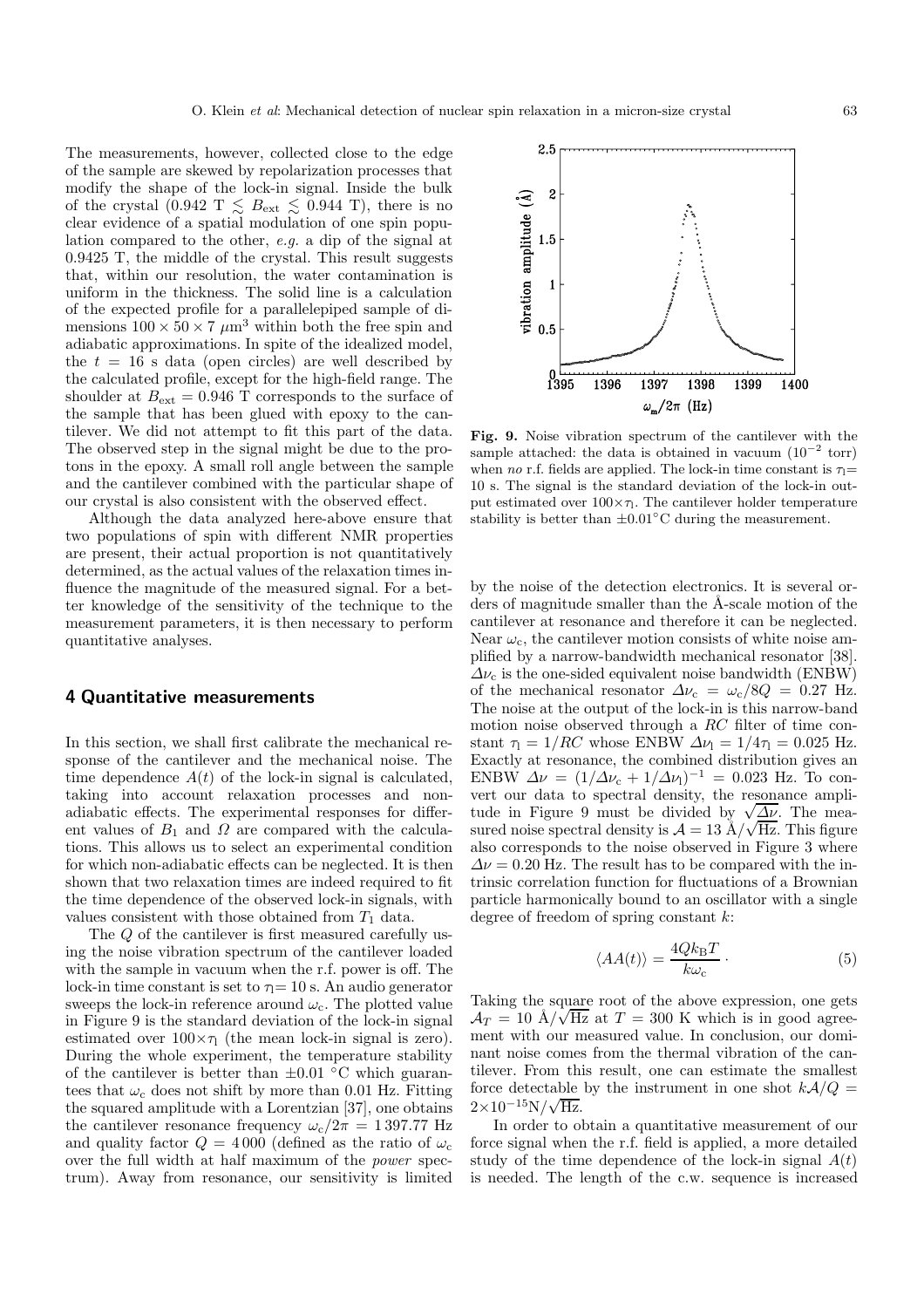The measurements, however, collected close to the edge of the sample are skewed by repolarization processes that modify the shape of the lock-in signal. Inside the bulk of the crystal (0.942 T $\lesssim B_{\text{ext}} \lesssim$ 0.944 T), there is no clear evidence of a spatial modulation of one spin population compared to the other, *e.g.* a dip of the signal at 0.9425 T, the middle of the crystal. This result suggests that, within our resolution, the water contamination is uniform in the thickness. The solid line is a calculation of the expected profile for a parallelepiped sample of dimensions $100 \times 50 \times 7\ \mu\text{m}^3$ within both the free spin and adiabatic approximations. In spite of the idealized model, the $t$ = 16 s data (open circles) are well described by the calculated profile, except for the high-field range. The shoulder at $B_{\text{ext}}$ = 0.946 T corresponds to the surface of the sample that has been glued with epoxy to the cantilever. We did not attempt to fit this part of the data. The observed step in the signal might be due to the protons in the epoxy. A small roll angle between the sample and the cantilever combined with the particular shape of our crystal is also consistent with the observed effect.

Although the data analyzed here-above ensure that two populations of spin with different NMR properties are present, their actual proportion is not quantitatively determined, as the actual values of the relaxation times influence the magnitude of the measured signal. For a better knowledge of the sensitivity of the technique to the measurement parameters, it is then necessary to perform quantitative analyses.

## 4 Quantitative measurements

In this section, we shall first calibrate the mechanical response of the cantilever and the mechanical noise. The time dependence $A(t)$ of the lock-in signal is calculated, taking into account relaxation processes and non-adiabatic effects. The experimental responses for different values of $B_1$ and $\Omega$ are compared with the calculations. This allows us to select an experimental condition for which non-adiabatic effects can be neglected. It is then shown that two relaxation times are indeed required to fit the time dependence of the observed lock-in signals, with values consistent with those obtained from $T_1$ data.

The $Q$ of the cantilever is first measured carefully using the noise vibration spectrum of the cantilever loaded with the sample in vacuum when the r.f. power is off. The lock-in time constant is set to $\tau_l$= 10 s. An audio generator sweeps the lock-in reference around $\omega_c$. The plotted value in Figure 9 is the standard deviation of the lock-in signal estimated over $100\times\tau_l$ (the mean lock-in signal is zero). During the whole experiment, the temperature stability of the cantilever is better than $\pm$0.01 °C which guarantees that $\omega_c$ does not shift by more than 0.01 Hz. Fitting the squared amplitude with a Lorentzian [37], one obtains the cantilever resonance frequency $\omega_c/2\pi$ = 1 397.77 Hz and quality factor $Q$ = 4 000 (defined as the ratio of $\omega_c$ over the full width at half maximum of the *power* spectrum). Away from resonance, our sensitivity is limited by the noise of the detection electronics. It is several orders of magnitude smaller than the Å-scale motion of the cantilever at resonance and therefore it can be neglected. Near $\omega_c$, the cantilever motion consists of white noise amplified by a narrow-bandwidth mechanical resonator [38]. $\Delta\nu_c$ is the one-sided equivalent noise bandwidth (ENBW) of the mechanical resonator $\Delta\nu_c = \omega_c/8Q$ = 0.27 Hz. The noise at the output of the lock-in is this narrow-band motion noise observed through a $RC$ filter of time constant $\tau_l = 1/RC$ whose ENBW $\Delta\nu_l = 1/4\tau_l$ = 0.025 Hz. Exactly at resonance, the combined distribution gives an ENBW $\Delta\nu = (1/\Delta\nu_c + 1/\Delta\nu_l)^{-1}$ = 0.023 Hz. To convert our data to spectral density, the resonance amplitude in Figure 9 must be divided by $\sqrt{\Delta\nu}$. The measured noise spectral density is $\mathcal{A}$ = 13 Å/$\sqrt{\text{Hz}}$. This figure also corresponds to the noise observed in Figure 3 where $\Delta\nu$ = 0.20 Hz. The result has to be compared with the intrinsic correlation function for fluctuations of a Brownian particle harmonically bound to an oscillator with a single degree of freedom of spring constant $k$:

$$\langle AA(t)\rangle = \frac{4Qk_{\text{B}}T}{k\omega_c}\,. \tag{5}$$

Taking the square root of the above expression, one gets $\mathcal{A}_T$ = 10 Å/$\sqrt{\text{Hz}}$ at $T$ = 300 K which is in good agreement with our measured value. In conclusion, our dominant noise comes from the thermal vibration of the cantilever. From this result, one can estimate the smallest force detectable by the instrument in one shot $k\mathcal{A}/Q = 2\times10^{-15}\text{N}/\sqrt{\text{Hz}}$.

In order to obtain a quantitative measurement of our force signal when the r.f. field is applied, a more detailed study of the time dependence of the lock-in signal $A(t)$ is needed. The length of the c.w. sequence is increased

**Fig. 9.** Noise vibration spectrum of the cantilever with the sample attached: the data is obtained in vacuum ($10^{-2}$ torr) when *no* r.f. fields are applied. The lock-in time constant is $\tau_l$= 10 s. The signal is the standard deviation of the lock-in output estimated over $100\times\tau_l$. The cantilever holder temperature stability is better than $\pm$0.01°C during the measurement.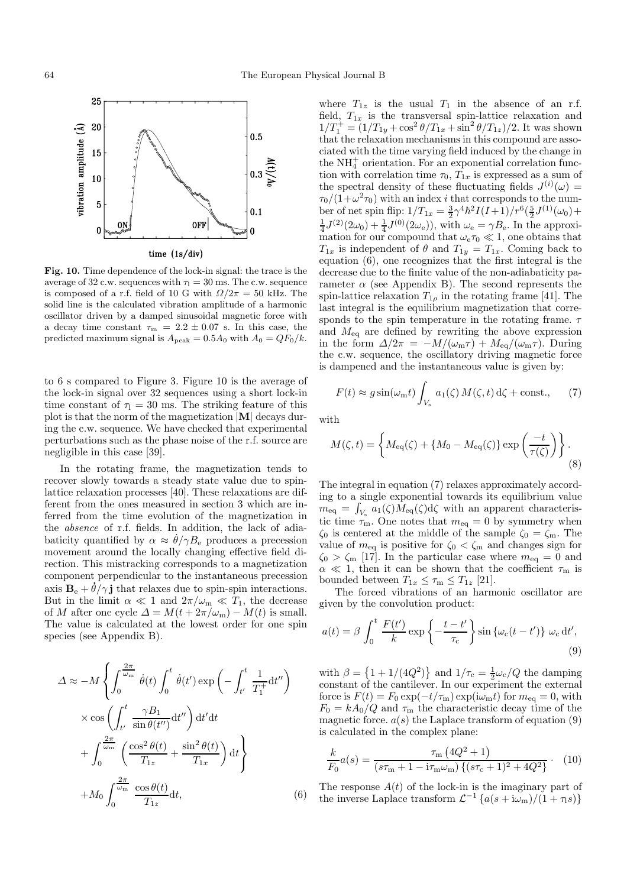Fig. 10. Time dependence of the lock-in signal: the trace is the average of 32 c.w. sequences with $\tau_l = 30$ ms. The c.w. sequence is composed of a r.f. field of 10 G with $\Omega/2\pi = 50$ kHz. The solid line is the calculated vibration amplitude of a harmonic oscillator driven by a damped sinusoidal magnetic force with a decay time constant $\tau_m = 2.2 \pm 0.07$ s. In this case, the predicted maximum signal is $A_{peak} = 0.5 A_0$ with $A_0 = QF_0/k$.

to 6 s compared to Figure 3. Figure 10 is the average of the lock-in signal over 32 sequences using a short lock-in time constant of $\tau_l = 30$ ms. The striking feature of this plot is that the norm of the magnetization $|\mathbf{M}|$ decays during the c.w. sequence. We have checked that experimental perturbations such as the phase noise of the r.f. source are negligible in this case [39].

In the rotating frame, the magnetization tends to recover slowly towards a steady state value due to spin-lattice relaxation processes [40]. These relaxations are different from the ones measured in section 3 which are inferred from the time evolution of the magnetization in the *absence* of r.f. fields. In addition, the lack of adiabaticity quantified by $\alpha \approx \dot{\theta}/\gamma B_e$ produces a precession movement around the locally changing effective field direction. This mistracking corresponds to a magnetization component perpendicular to the instantaneous precession axis $\mathbf{B}_e + \dot{\theta}/\gamma\,\mathbf{j}$ that relaxes due to spin-spin interactions. But in the limit $\alpha \ll 1$ and $2\pi/\omega_m \ll T_1$, the decrease of $M$ after one cycle $\Delta = M(t + 2\pi/\omega_m) - M(t)$ is small. The value is calculated at the lowest order for one spin species (see Appendix B).

$$\begin{aligned}
\Delta \approx -M \Bigg\{ & \int_0^{\frac{2\pi}{\omega_m}} \dot{\theta}(t) \int_0^t \dot{\theta}(t') \exp\left( -\int_{t'}^t \frac{1}{T_1^+} \mathrm{d}t'' \right) \\
& \times \cos\left( \int_{t'}^t \frac{\gamma B_1}{\sin\theta(t'')} \mathrm{d}t'' \right) \mathrm{d}t' \mathrm{d}t \\
& + \int_0^{\frac{2\pi}{\omega_m}} \left( \frac{\cos^2\theta(t)}{T_{1z}} + \frac{\sin^2\theta(t)}{T_{1x}} \right) \mathrm{d}t \Bigg\} \\
& + M_0 \int_0^{\frac{2\pi}{\omega_m}} \frac{\cos\theta(t)}{T_{1z}} \mathrm{d}t, \qquad (6)
\end{aligned}$$

where $T_{1z}$ is the usual $T_1$ in the absence of an r.f. field, $T_{1x}$ is the transversal spin-lattice relaxation and $1/T_1^+ = (1/T_{1y} + \cos^2\theta/T_{1x} + \sin^2\theta/T_{1z})/2$. It was shown that the relaxation mechanisms in this compound are associated with the time varying field induced by the change in the $NH_4^+$ orientation. For an exponential correlation function with correlation time $\tau_0$, $T_{1x}$ is expressed as a sum of the spectral density of these fluctuating fields $J^{(i)}(\omega) = \tau_0/(1+\omega^2\tau_0)$ with an index $i$ that corresponds to the number of net spin flip: $1/T_{1x} = \frac{3}{2}\gamma^4\hbar^2 I(I+1)/r^6(\frac{5}{2}J^{(1)}(\omega_0) + \frac{1}{4}J^{(2)}(2\omega_0) + \frac{1}{4}J^{(0)}(2\omega_e))$, with $\omega_e = \gamma B_e$. In the approximation for our compound that $\omega_e\tau_0 \ll 1$, one obtains that $T_{1x}$ is independent of $\theta$ and $T_{1y} = T_{1x}$. Coming back to equation (6), one recognizes that the first integral is the decrease due to the finite value of the non-adiabaticity parameter $\alpha$ (see Appendix B). The second represents the spin-lattice relaxation $T_{1\rho}$ in the rotating frame [41]. The last integral is the equilibrium magnetization that corresponds to the spin temperature in the rotating frame. $\tau$ and $M_{eq}$ are defined by rewriting the above expression in the form $\Delta/2\pi = -M/(\omega_m\tau) + M_{eq}/(\omega_m\tau)$. During the c.w. sequence, the oscillatory driving magnetic force is dampened and the instantaneous value is given by:

$$F(t) \approx g \sin(\omega_m t) \int_{V_s} a_1(\zeta)\, M(\zeta, t)\, \mathrm{d}\zeta + \text{const.}, \qquad (7)$$

with

$$M(\zeta, t) = \left\{ M_{eq}(\zeta) + \{M_0 - M_{eq}(\zeta)\} \exp\left( \frac{-t}{\tau(\zeta)} \right) \right\}. \qquad (8)$$

The integral in equation (7) relaxes approximately according to a single exponential towards its equilibrium value $m_{eq} = \int_{V_s} a_1(\zeta) M_{eq}(\zeta) \mathrm{d}\zeta$ with an apparent characteristic time $\tau_m$. One notes that $m_{eq} = 0$ by symmetry when $\zeta_0$ is centered at the middle of the sample $\zeta_0 = \zeta_m$. The value of $m_{eq}$ is positive for $\zeta_0 < \zeta_m$ and changes sign for $\zeta_0 > \zeta_m$ [17]. In the particular case where $m_{eq} = 0$ and $\alpha \ll 1$, then it can be shown that the coefficient $\tau_m$ is bounded between $T_{1x} \le \tau_m \le T_{1z}$ [21].

The forced vibrations of an harmonic oscillator are given by the convolution product:

$$a(t) = \beta \int_0^t \frac{F(t')}{k} \exp\left\{ -\frac{t-t'}{\tau_c} \right\} \sin\{\omega_c(t-t')\}\, \omega_c\, \mathrm{d}t', \qquad (9)$$

with $\beta = \{1 + 1/(4Q^2)\}$ and $1/\tau_c = \frac{1}{2}\omega_c/Q$ the damping constant of the cantilever. In our experiment the external force is $F(t) = F_0 \exp(-t/\tau_m) \exp(\mathrm{i}\omega_m t)$ for $m_{eq} = 0$, with $F_0 = kA_0/Q$ and $\tau_m$ the characteristic decay time of the magnetic force. $a(s)$ the Laplace transform of equation (9) is calculated in the complex plane:

$$\frac{k}{F_0} a(s) = \frac{\tau_m\left(4Q^2 + 1\right)}{(s\tau_m + 1 - \mathrm{i}\tau_m\omega_m)\left\{(s\tau_c + 1)^2 + 4Q^2\right\}} \cdot \qquad (10)$$

The response $A(t)$ of the lock-in is the imaginary part of the inverse Laplace transform $\mathcal{L}^{-1}\{a(s + \mathrm{i}\omega_m)/(1 + \tau_l s)\}$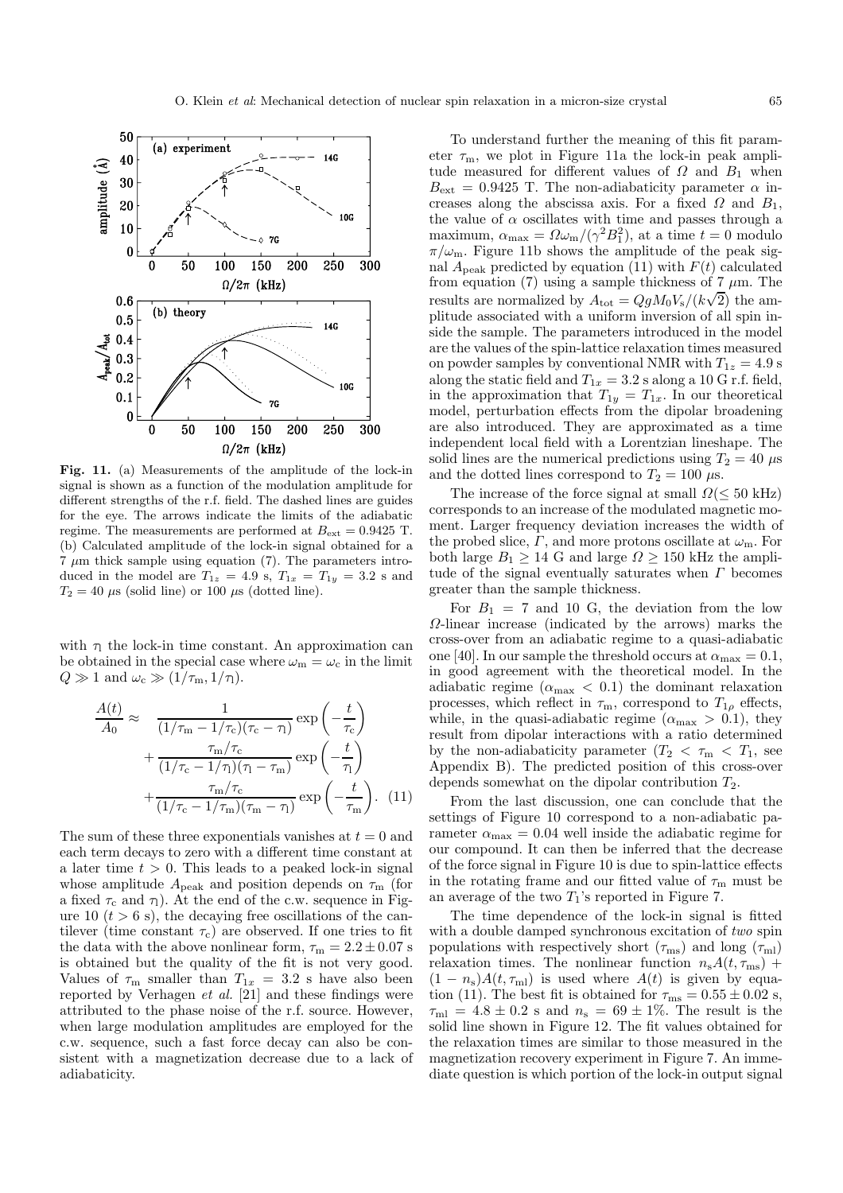**Fig. 11.** (a) Measurements of the amplitude of the lock-in signal is shown as a function of the modulation amplitude for different strengths of the r.f. field. The dashed lines are guides for the eye. The arrows indicate the limits of the adiabatic regime. The measurements are performed at $B_{\mathrm{ext}} = 0.9425$ T. (b) Calculated amplitude of the lock-in signal obtained for a 7 $\mu$m thick sample using equation (7). The parameters introduced in the model are $T_{1z} = 4.9$ s, $T_{1x} = T_{1y} = 3.2$ s and $T_2 = 40$ $\mu$s (solid line) or 100 $\mu$s (dotted line).

with $\tau_{\mathrm{l}}$ the lock-in time constant. An approximation can be obtained in the special case where $\omega_{\mathrm{m}} = \omega_{\mathrm{c}}$ in the limit $Q \gg 1$ and $\omega_{\mathrm{c}} \gg (1/\tau_{\mathrm{m}}, 1/\tau_{\mathrm{l}})$.

$$\frac{A(t)}{A_0} \approx \frac{1}{(1/\tau_{\mathrm{m}} - 1/\tau_{\mathrm{c}})(\tau_{\mathrm{c}} - \tau_{\mathrm{l}})} \exp\left(-\frac{t}{\tau_{\mathrm{c}}}\right) + \frac{\tau_{\mathrm{m}}/\tau_{\mathrm{c}}}{(1/\tau_{\mathrm{c}} - 1/\tau_{\mathrm{l}})(\tau_{\mathrm{l}} - \tau_{\mathrm{m}})} \exp\left(-\frac{t}{\tau_{\mathrm{l}}}\right) + \frac{\tau_{\mathrm{m}}/\tau_{\mathrm{c}}}{(1/\tau_{\mathrm{c}} - 1/\tau_{\mathrm{m}})(\tau_{\mathrm{m}} - \tau_{\mathrm{l}})} \exp\left(-\frac{t}{\tau_{\mathrm{m}}}\right). \quad (11)$$

The sum of these three exponentials vanishes at $t = 0$ and each term decays to zero with a different time constant at a later time $t > 0$. This leads to a peaked lock-in signal whose amplitude $A_{\mathrm{peak}}$ and position depends on $\tau_{\mathrm{m}}$ (for a fixed $\tau_{\mathrm{c}}$ and $\tau_{\mathrm{l}}$). At the end of the c.w. sequence in Figure 10 ($t > 6$ s), the decaying free oscillations of the cantilever (time constant $\tau_{\mathrm{c}}$) are observed. If one tries to fit the data with the above nonlinear form, $\tau_{\mathrm{m}} = 2.2 \pm 0.07$ s is obtained but the quality of the fit is not very good. Values of $\tau_{\mathrm{m}}$ smaller than $T_{1x} = 3.2$ s have also been reported by Verhagen *et al.* [21] and these findings were attributed to the phase noise of the r.f. source. However, when large modulation amplitudes are employed for the c.w. sequence, such a fast force decay can also be consistent with a magnetization decrease due to a lack of adiabaticity.

To understand further the meaning of this fit parameter $\tau_{\mathrm{m}}$, we plot in Figure 11a the lock-in peak amplitude measured for different values of $\Omega$ and $B_1$ when $B_{\mathrm{ext}} = 0.9425$ T. The non-adiabaticity parameter $\alpha$ increases along the abscissa axis. For a fixed $\Omega$ and $B_1$, the value of $\alpha$ oscillates with time and passes through a maximum, $\alpha_{\max} = \Omega\omega_{\mathrm{m}}/(\gamma^2 B_1^2)$, at a time $t = 0$ modulo $\pi/\omega_{\mathrm{m}}$. Figure 11b shows the amplitude of the peak signal $A_{\mathrm{peak}}$ predicted by equation (11) with $F(t)$ calculated from equation (7) using a sample thickness of 7 $\mu$m. The results are normalized by $A_{\mathrm{tot}} = QgM_0V_{\mathrm{s}}/(k\sqrt{2})$ the amplitude associated with a uniform inversion of all spin inside the sample. The parameters introduced in the model are the values of the spin-lattice relaxation times measured on powder samples by conventional NMR with $T_{1z} = 4.9$ s along the static field and $T_{1x} = 3.2$ s along a 10 G r.f. field, in the approximation that $T_{1y} = T_{1x}$. In our theoretical model, perturbation effects from the dipolar broadening are also introduced. They are approximated as a time independent local field with a Lorentzian lineshape. The solid lines are the numerical predictions using $T_2 = 40$ $\mu$s and the dotted lines correspond to $T_2 = 100$ $\mu$s.

The increase of the force signal at small $\Omega(\leq 50$ kHz) corresponds to an increase of the modulated magnetic moment. Larger frequency deviation increases the width of the probed slice, $\Gamma$, and more protons oscillate at $\omega_{\mathrm{m}}$. For both large $B_1 \geq 14$ G and large $\Omega \geq 150$ kHz the amplitude of the signal eventually saturates when $\Gamma$ becomes greater than the sample thickness.

For $B_1 = 7$ and 10 G, the deviation from the low $\Omega$-linear increase (indicated by the arrows) marks the cross-over from an adiabatic regime to a quasi-adiabatic one [40]. In our sample the threshold occurs at $\alpha_{\max} = 0.1$, in good agreement with the theoretical model. In the adiabatic regime ($\alpha_{\max} < 0.1$) the dominant relaxation processes, which reflect in $\tau_{\mathrm{m}}$, correspond to $T_{1\rho}$ effects, while, in the quasi-adiabatic regime ($\alpha_{\max} > 0.1$), they result from dipolar interactions with a ratio determined by the non-adiabaticity parameter ($T_2 < \tau_{\mathrm{m}} < T_1$, see Appendix B). The predicted position of this cross-over depends somewhat on the dipolar contribution $T_2$.

From the last discussion, one can conclude that the settings of Figure 10 correspond to a non-adiabatic parameter $\alpha_{\max} = 0.04$ well inside the adiabatic regime for our compound. It can then be inferred that the decrease of the force signal in Figure 10 is due to spin-lattice effects in the rotating frame and our fitted value of $\tau_{\mathrm{m}}$ must be an average of the two $T_1$'s reported in Figure 7.

The time dependence of the lock-in signal is fitted with a double damped synchronous excitation of *two* spin populations with respectively short ($\tau_{\mathrm{ms}}$) and long ($\tau_{\mathrm{ml}}$) relaxation times. The nonlinear function $n_{\mathrm{s}}A(t, \tau_{\mathrm{ms}}) + (1 - n_{\mathrm{s}})A(t, \tau_{\mathrm{ml}})$ is used where $A(t)$ is given by equation (11). The best fit is obtained for $\tau_{\mathrm{ms}} = 0.55 \pm 0.02$ s, $\tau_{\mathrm{ml}} = 4.8 \pm 0.2$ s and $n_{\mathrm{s}} = 69 \pm 1\%$. The result is the solid line shown in Figure 12. The fit values obtained for the relaxation times are similar to those measured in the magnetization recovery experiment in Figure 7. An immediate question is which portion of the lock-in output signal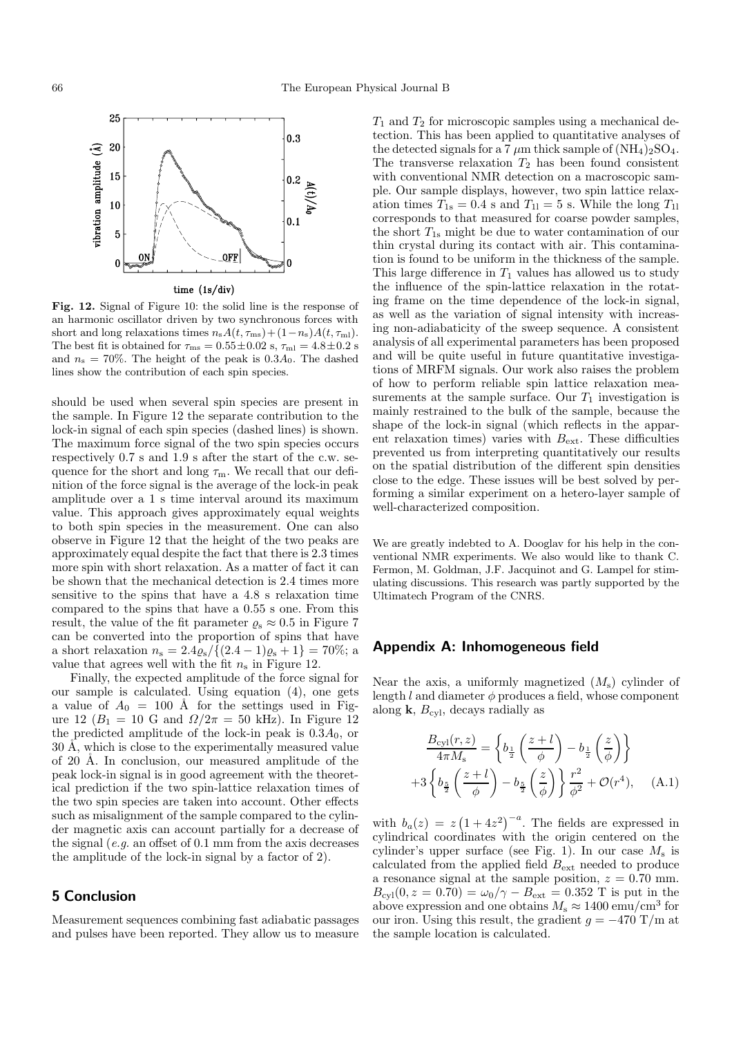**Fig. 12.** Signal of Figure 10: the solid line is the response of an harmonic oscillator driven by two synchronous forces with short and long relaxations times $n_s A(t, \tau_{ms}) + (1 - n_s) A(t, \tau_{ml})$. The best fit is obtained for $\tau_{ms} = 0.55 \pm 0.02$ s, $\tau_{ml} = 4.8 \pm 0.2$ s and $n_s = 70\%$. The height of the peak is $0.3 A_0$. The dashed lines show the contribution of each spin species.

should be used when several spin species are present in the sample. In Figure 12 the separate contribution to the lock-in signal of each spin species (dashed lines) is shown. The maximum force signal of the two spin species occurs respectively 0.7 s and 1.9 s after the start of the c.w. sequence for the short and long $\tau_m$. We recall that our definition of the force signal is the average of the lock-in peak amplitude over a 1 s time interval around its maximum value. This approach gives approximately equal weights to both spin species in the measurement. One can also observe in Figure 12 that the height of the two peaks are approximately equal despite the fact that there is 2.3 times more spin with short relaxation. As a matter of fact it can be shown that the mechanical detection is 2.4 times more sensitive to the spins that have a 4.8 s relaxation time compared to the spins that have a 0.55 s one. From this result, the value of the fit parameter $\varrho_s \approx 0.5$ in Figure 7 can be converted into the proportion of spins that have a short relaxation $n_s = 2.4\varrho_s / \{(2.4-1)\varrho_s + 1\} = 70\%$; a value that agrees well with the fit $n_s$ in Figure 12.

Finally, the expected amplitude of the force signal for our sample is calculated. Using equation (4), one gets a value of $A_0 = 100$ Å for the settings used in Figure 12 ($B_1 = 10$ G and $\Omega/2\pi = 50$ kHz). In Figure 12 the predicted amplitude of the lock-in peak is $0.3 A_0$, or 30 Å, which is close to the experimentally measured value of 20 Å. In conclusion, our measured amplitude of the peak lock-in signal is in good agreement with the theoretical prediction if the two spin-lattice relaxation times of the two spin species are taken into account. Other effects such as misalignment of the sample compared to the cylinder magnetic axis can account partially for a decrease of the signal (*e.g.* an offset of 0.1 mm from the axis decreases the amplitude of the lock-in signal by a factor of 2).

## 5 Conclusion

Measurement sequences combining fast adiabatic passages and pulses have been reported. They allow us to measure $T_1$ and $T_2$ for microscopic samples using a mechanical detection. This has been applied to quantitative analyses of the detected signals for a 7 $\mu$m thick sample of $(NH_4)_2SO_4$. The transverse relaxation $T_2$ has been found consistent with conventional NMR detection on a macroscopic sample. Our sample displays, however, two spin lattice relaxation times $T_{1s} = 0.4$ s and $T_{1l} = 5$ s. While the long $T_{1l}$ corresponds to that measured for coarse powder samples, the short $T_{1s}$ might be due to water contamination of our thin crystal during its contact with air. This contamination is found to be uniform in the thickness of the sample. This large difference in $T_1$ values has allowed us to study the influence of the spin-lattice relaxation in the rotating frame on the time dependence of the lock-in signal, as well as the variation of signal intensity with increasing non-adiabaticity of the sweep sequence. A consistent analysis of all experimental parameters has been proposed and will be quite useful in future quantitative investigations of MRFM signals. Our work also raises the problem of how to perform reliable spin lattice relaxation measurements at the sample surface. Our $T_1$ investigation is mainly restrained to the bulk of the sample, because the shape of the lock-in signal (which reflects in the apparent relaxation times) varies with $B_{ext}$. These difficulties prevented us from interpreting quantitatively our results on the spatial distribution of the different spin densities close to the edge. These issues will be best solved by performing a similar experiment on a hetero-layer sample of well-characterized composition.

We are greatly indebted to A. Dooglav for his help in the conventional NMR experiments. We also would like to thank C. Fermon, M. Goldman, J.F. Jacquinot and G. Lampel for stimulating discussions. This research was partly supported by the Ultimatech Program of the CNRS.

## Appendix A: Inhomogeneous field

Near the axis, a uniformly magnetized ($M_s$) cylinder of length $l$ and diameter $\phi$ produces a field, whose component along $\mathbf{k}$, $B_{cyl}$, decays radially as

$$\frac{B_{cyl}(r,z)}{4\pi M_s} = \left\{ b_{\frac{1}{2}}\left(\frac{z+l}{\phi}\right) - b_{\frac{1}{2}}\left(\frac{z}{\phi}\right) \right\} + 3\left\{ b_{\frac{5}{2}}\left(\frac{z+l}{\phi}\right) - b_{\frac{5}{2}}\left(\frac{z}{\phi}\right) \right\} \frac{r^2}{\phi^2} + \mathcal{O}(r^4), \quad \text{(A.1)}$$

with $b_a(z) = z\left(1+4z^2\right)^{-a}$. The fields are expressed in cylindrical coordinates with the origin centered on the cylinder's upper surface (see Fig. 1). In our case $M_s$ is calculated from the applied field $B_{ext}$ needed to produce a resonance signal at the sample position, $z = 0.70$ mm. $B_{cyl}(0, z = 0.70) = \omega_0/\gamma - B_{ext} = 0.352$ T is put in the above expression and one obtains $M_s \approx 1400$ emu/cm$^3$ for our iron. Using this result, the gradient $g = -470$ T/m at the sample location is calculated.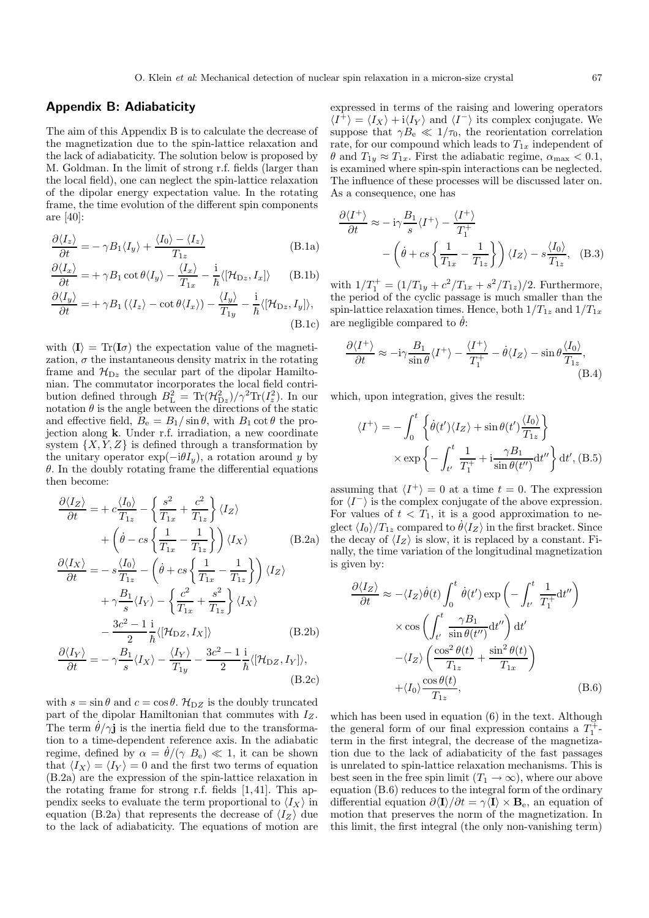## Appendix B: Adiabaticity

The aim of this Appendix B is to calculate the decrease of the magnetization due to the spin-lattice relaxation and the lack of adiabaticity. The solution below is proposed by M. Goldman. In the limit of strong r.f. fields (larger than the local field), one can neglect the spin-lattice relaxation of the dipolar energy expectation value. In the rotating frame, the time evolution of the different spin components are [40]:

$$\frac{\partial \langle I_z\rangle}{\partial t} = -\gamma B_1 \langle I_y\rangle + \frac{\langle I_0\rangle - \langle I_z\rangle}{T_{1z}} \tag{B.1a}$$

$$\frac{\partial \langle I_x\rangle}{\partial t} = +\gamma B_1 \cot\theta \langle I_y\rangle - \frac{\langle I_x\rangle}{T_{1x}} - \frac{\mathrm{i}}{\hbar}\langle [\mathcal{H}_{\mathrm{D}z}, I_x]\rangle \tag{B.1b}$$

$$\frac{\partial \langle I_y\rangle}{\partial t} = +\gamma B_1 \left(\langle I_z\rangle - \cot\theta \langle I_x\rangle\right) - \frac{\langle I_y\rangle}{T_{1y}} - \frac{\mathrm{i}}{\hbar}\langle [\mathcal{H}_{\mathrm{D}z}, I_y]\rangle, \tag{B.1c}$$

with $\langle \mathbf{I}\rangle = \mathrm{Tr}(\mathbf{I}\sigma)$ the expectation value of the magnetization, $\sigma$ the instantaneous density matrix in the rotating frame and $\mathcal{H}_{\mathrm{D}z}$ the secular part of the dipolar Hamiltonian. The commutator incorporates the local field contribution defined through $B_{\mathrm{L}}^2 = \mathrm{Tr}(\mathcal{H}_{\mathrm{D}z}^2)/\gamma^2 \mathrm{Tr}(I_z^2)$. In our notation $\theta$ is the angle between the directions of the static and effective field, $B_{\mathrm{e}} = B_1/\sin\theta$, with $B_1 \cot\theta$ the projection along $\mathbf{k}$. Under r.f. irradiation, a new coordinate system $\{X, Y, Z\}$ is defined through a transformation by the unitary operator $\exp(-\mathrm{i}\theta I_y)$, a rotation around $y$ by $\theta$. In the doubly rotating frame the differential equations then become:

$$\frac{\partial \langle I_Z\rangle}{\partial t} = +c\frac{\langle I_0\rangle}{T_{1z}} - \left\{\frac{s^2}{T_{1x}} + \frac{c^2}{T_{1z}}\right\}\langle I_Z\rangle + \left(\dot\theta - cs\left\{\frac{1}{T_{1x}} - \frac{1}{T_{1z}}\right\}\right)\langle I_X\rangle \tag{B.2a}$$

$$\frac{\partial \langle I_X\rangle}{\partial t} = -s\frac{\langle I_0\rangle}{T_{1z}} - \left(\dot\theta + cs\left\{\frac{1}{T_{1x}} - \frac{1}{T_{1z}}\right\}\right)\langle I_Z\rangle + \gamma\frac{B_1}{s}\langle I_Y\rangle - \left\{\frac{c^2}{T_{1x}} + \frac{s^2}{T_{1z}}\right\}\langle I_X\rangle - \frac{3c^2-1}{2}\frac{\mathrm{i}}{\hbar}\langle [\mathcal{H}_{\mathrm{D}Z}, I_X]\rangle \tag{B.2b}$$

$$\frac{\partial \langle I_Y\rangle}{\partial t} = -\gamma\frac{B_1}{s}\langle I_X\rangle - \frac{\langle I_Y\rangle}{T_{1y}} - \frac{3c^2-1}{2}\frac{\mathrm{i}}{\hbar}\langle [\mathcal{H}_{\mathrm{D}Z}, I_Y]\rangle, \tag{B.2c}$$

with $s = \sin\theta$ and $c = \cos\theta$. $\mathcal{H}_{\mathrm{D}Z}$ is the doubly truncated part of the dipolar Hamiltonian that commutes with $I_Z$. The term $\dot\theta/\gamma\mathbf{j}$ is the inertia field due to the transformation to a time-dependent reference axis. In the adiabatic regime, defined by $\alpha = \dot\theta/(\gamma\ B_{\mathrm{e}}) \ll 1$, it can be shown that $\langle I_X\rangle = \langle I_Y\rangle = 0$ and the first two terms of equation (B.2a) are the expression of the spin-lattice relaxation in the rotating frame for strong r.f. fields [1,41]. This appendix seeks to evaluate the term proportional to $\langle I_X\rangle$ in equation (B.2a) that represents the decrease of $\langle I_Z\rangle$ due to the lack of adiabaticity. The equations of motion are expressed in terms of the raising and lowering operators $\langle I^+\rangle = \langle I_X\rangle + \mathrm{i}\langle I_Y\rangle$ and $\langle I^-\rangle$ its complex conjugate. We suppose that $\gamma B_{\mathrm{e}} \ll 1/\tau_0$, the reorientation correlation rate, for our compound which leads to $T_{1x}$ independent of $\theta$ and $T_{1y} \approx T_{1x}$. First the adiabatic regime, $\alpha_{\max} < 0.1$, is examined where spin-spin interactions can be neglected. The influence of these processes will be discussed later on. As a consequence, one has

$$\frac{\partial \langle I^+\rangle}{\partial t} \approx -\mathrm{i}\gamma\frac{B_1}{s}\langle I^+\rangle - \frac{\langle I^+\rangle}{T_1^+} - \left(\dot\theta + cs\left\{\frac{1}{T_{1x}} - \frac{1}{T_{1z}}\right\}\right)\langle I_Z\rangle - s\frac{\langle I_0\rangle}{T_{1z}}, \tag{B.3}$$

with $1/T_1^+ = (1/T_{1y} + c^2/T_{1x} + s^2/T_{1z})/2$. Furthermore, the period of the cyclic passage is much smaller than the spin-lattice relaxation times. Hence, both $1/T_{1z}$ and $1/T_{1x}$ are negligible compared to $\dot\theta$:

$$\frac{\partial \langle I^+\rangle}{\partial t} \approx -\mathrm{i}\gamma\frac{B_1}{\sin\theta}\langle I^+\rangle - \frac{\langle I^+\rangle}{T_1^+} - \dot\theta\langle I_Z\rangle - \sin\theta\frac{\langle I_0\rangle}{T_{1z}}, \tag{B.4}$$

which, upon integration, gives the result:

$$\langle I^+\rangle = -\int_0^t \left\{\dot\theta(t')\langle I_Z\rangle + \sin\theta(t')\frac{\langle I_0\rangle}{T_{1z}}\right\} \times \exp\left\{-\int_{t'}^t \frac{1}{T_1^+} + \mathrm{i}\frac{\gamma B_1}{\sin\theta(t'')}\mathrm{d}t''\right\}\mathrm{d}t', \tag{B.5}$$

assuming that $\langle I^+\rangle = 0$ at a time $t = 0$. The expression for $\langle I^-\rangle$ is the complex conjugate of the above expression. For values of $t < T_1$, it is a good approximation to neglect $\langle I_0\rangle/T_{1z}$ compared to $\dot\theta\langle I_Z\rangle$ in the first bracket. Since the decay of $\langle I_Z\rangle$ is slow, it is replaced by a constant. Finally, the time variation of the longitudinal magnetization is given by:

$$\frac{\partial \langle I_Z\rangle}{\partial t} \approx -\langle I_Z\rangle\dot\theta(t)\int_0^t \dot\theta(t')\exp\left(-\int_{t'}^t \frac{1}{T_1^+}\mathrm{d}t''\right) \times \cos\left(\int_{t'}^t \frac{\gamma B_1}{\sin\theta(t'')}\mathrm{d}t''\right)\mathrm{d}t' - \langle I_Z\rangle\left(\frac{\cos^2\theta(t)}{T_{1z}} + \frac{\sin^2\theta(t)}{T_{1x}}\right) + \langle I_0\rangle\frac{\cos\theta(t)}{T_{1z}}, \tag{B.6}$$

which has been used in equation (6) in the text. Although the general form of our final expression contains a $T_1^+$-term in the first integral, the decrease of the magnetization due to the lack of adiabaticity of the fast passages is unrelated to spin-lattice relaxation mechanisms. This is best seen in the free spin limit ($T_1 \to \infty$), where our above equation (B.6) reduces to the integral form of the ordinary differential equation $\partial\langle \mathbf{I}\rangle/\partial t = \gamma\langle \mathbf{I}\rangle \times \mathbf{B}_{\mathrm{e}}$, an equation of motion that preserves the norm of the magnetization. In this limit, the first integral (the only non-vanishing term)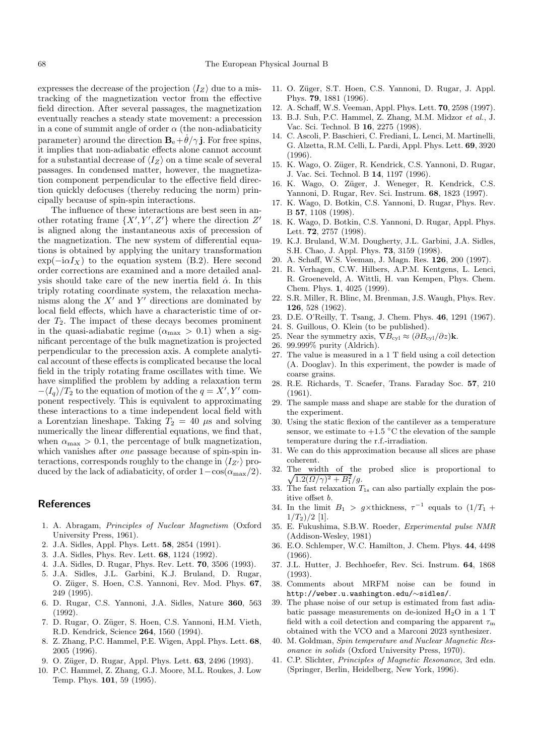expresses the decrease of the projection $\langle I_Z \rangle$ due to a mistracking of the magnetization vector from the effective field direction. After several passages, the magnetization eventually reaches a steady state movement: a precession in a cone of summit angle of order $\alpha$ (the non-adiabaticity parameter) around the direction $\mathbf{B}_e + \dot{\theta}/\gamma \mathbf{j}$. For free spins, it implies that non-adiabatic effects alone cannot account for a substantial decrease of $\langle I_Z \rangle$ on a time scale of several passages. In condensed matter, however, the magnetization component perpendicular to the effective field direction quickly defocuses (thereby reducing the norm) principally because of spin-spin interactions.

The influence of these interactions are best seen in another rotating frame $\{X', Y', Z'\}$ where the direction $Z'$ is aligned along the instantaneous axis of precession of the magnetization. The new system of differential equations is obtained by applying the unitary transformation $\exp(-\mathrm{i}\alpha I_X)$ to the equation system (B.2). Here second order corrections are examined and a more detailed analysis should take care of the new inertia field $\dot{\alpha}$. In this triply rotating coordinate system, the relaxation mechanisms along the $X'$ and $Y'$ directions are dominated by local field effects, which have a characteristic time of order $T_2$. The impact of these decays becomes prominent in the quasi-adiabatic regime ($\alpha_{\max} > 0.1$) when a significant percentage of the bulk magnetization is projected perpendicular to the precession axis. A complete analytical account of these effects is complicated because the local field in the triply rotating frame oscillates with time. We have simplified the problem by adding a relaxation term $-\langle I_q \rangle / T_2$ to the equation of motion of the $q = X', Y'$ component respectively. This is equivalent to approximating these interactions to a time independent local field with a Lorentzian lineshape. Taking $T_2 = 40$ $\mu$s and solving numerically the linear differential equations, we find that, when $\alpha_{\max} > 0.1$, the percentage of bulk magnetization, which vanishes after *one* passage because of spin-spin interactions, corresponds roughly to the change in $\langle I_{Z'} \rangle$ produced by the lack of adiabaticity, of order $1 - \cos(\alpha_{\max}/2)$.

## References

1. A. Abragam, *Principles of Nuclear Magnetism* (Oxford University Press, 1961).
2. J.A. Sidles, Appl. Phys. Lett. **58**, 2854 (1991).
3. J.A. Sidles, Phys. Rev. Lett. **68**, 1124 (1992).
4. J.A. Sidles, D. Rugar, Phys. Rev. Lett. **70**, 3506 (1993).
5. J.A. Sidles, J.L. Garbini, K.J. Bruland, D. Rugar, O. Züger, S. Hoen, C.S. Yannoni, Rev. Mod. Phys. **67**, 249 (1995).
6. D. Rugar, C.S. Yannoni, J.A. Sidles, Nature **360**, 563 (1992).
7. D. Rugar, O. Züger, S. Hoen, C.S. Yannoni, H.M. Vieth, R.D. Kendrick, Science **264**, 1560 (1994).
8. Z. Zhang, P.C. Hammel, P.E. Wigen, Appl. Phys. Lett. **68**, 2005 (1996).
9. O. Züger, D. Rugar, Appl. Phys. Lett. **63**, 2496 (1993).
10. P.C. Hammel, Z. Zhang, G.J. Moore, M.L. Roukes, J. Low Temp. Phys. **101**, 59 (1995).
11. O. Züger, S.T. Hoen, C.S. Yannoni, D. Rugar, J. Appl. Phys. **79**, 1881 (1996).
12. A. Schaff, W.S. Veeman, Appl. Phys. Lett. **70**, 2598 (1997).
13. B.J. Suh, P.C. Hammel, Z. Zhang, M.M. Midzor *et al.*, J. Vac. Sci. Technol. B **16**, 2275 (1998).
14. C. Ascoli, P. Baschieri, C. Frediani, L. Lenci, M. Martinelli, G. Alzetta, R.M. Celli, L. Pardi, Appl. Phys. Lett. **69**, 3920 (1996).
15. K. Wago, O. Züger, R. Kendrick, C.S. Yannoni, D. Rugar, J. Vac. Sci. Technol. B **14**, 1197 (1996).
16. K. Wago, O. Züger, J. Weneger, R. Kendrick, C.S. Yannoni, D. Rugar, Rev. Sci. Instrum. **68**, 1823 (1997).
17. K. Wago, D. Botkin, C.S. Yannoni, D. Rugar, Phys. Rev. B **57**, 1108 (1998).
18. K. Wago, D. Botkin, C.S. Yannoni, D. Rugar, Appl. Phys. Lett. **72**, 2757 (1998).
19. K.J. Bruland, W.M. Dougherty, J.L. Garbini, J.A. Sidles, S.H. Chao, J. Appl. Phys. **73**, 3159 (1998).
20. A. Schaff, W.S. Veeman, J. Magn. Res. **126**, 200 (1997).
21. R. Verhagen, C.W. Hilbers, A.P.M. Kentgens, L. Lenci, R. Groeneveld, A. Wittli, H. van Kempen, Phys. Chem. Chem. Phys. **1**, 4025 (1999).
22. S.R. Miller, R. Blinc, M. Brenman, J.S. Waugh, Phys. Rev. **126**, 528 (1962).
23. D.E. O'Reilly, T. Tsang, J. Chem. Phys. **46**, 1291 (1967).
24. S. Guillous, O. Klein (to be published).
25. Near the symmetry axis, $\nabla B_{\mathrm{cyl}} \approx (\partial B_{\mathrm{cyl}}/\partial z)\mathbf{k}$.
26. 99.999% purity (Aldrich).
27. The value is measured in a 1 T field using a coil detection (A. Dooglav). In this experiment, the powder is made of coarse grains.
28. R.E. Richards, T. Scaefer, Trans. Faraday Soc. **57**, 210 (1961).
29. The sample mass and shape are stable for the duration of the experiment.
30. Using the static flexion of the cantilever as a temperature sensor, we estimate to +1.5 °C the elevation of the sample temperature during the r.f.-irradiation.
31. We can do this approximation because all slices are phase coherent.
32. The width of the probed slice is proportional to $\sqrt{1.2(\Omega/\gamma)^2 + B_1^2}/g$.
33. The fast relaxation $T_{1\mathrm{s}}$ can also partially explain the positive offset $b$.
34. In the limit $B_1 > g\times$thickness, $\tau^{-1}$ equals to $(1/T_1 + 1/T_2)/2$ [1].
35. E. Fukushima, S.B.W. Roeder, *Experimental pulse NMR* (Addison-Wesley, 1981)
36. E.O. Schlemper, W.C. Hamilton, J. Chem. Phys. **44**, 4498 (1966).
37. J.L. Hutter, J. Bechhoefer, Rev. Sci. Instrum. **64**, 1868 (1993).
38. Comments about MRFM noise can be found in `http://weber.u.washington.edu/~sidles/`.
39. The phase noise of our setup is estimated from fast adiabatic passage measurements on de-ionized $H_2O$ in a 1 T field with a coil detection and comparing the apparent $\tau_{\mathrm{m}}$ obtained with the VCO and a Marconi 2023 synthesizer.
40. M. Goldman, *Spin temperature and Nuclear Magnetic Resonance in solids* (Oxford University Press, 1970).
41. C.P. Slichter, *Principles of Magnetic Resonance*, 3rd edn. (Springer, Berlin, Heidelberg, New York, 1996).